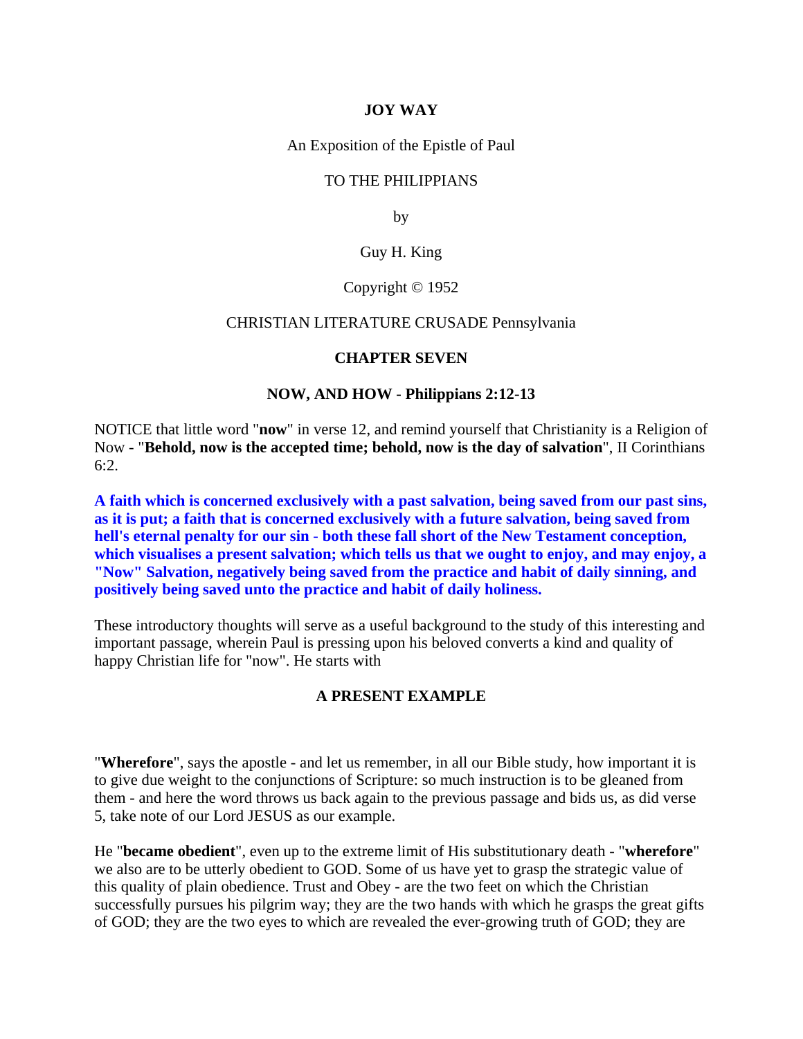**JOY WAY**

An Exposition of the Epistle of Paul

TO THE PHILIPPIANS

by

Guy H. King

Copyright © 1952

CHRISTIAN LITERATURE CRUSADE Pennsylvania

# CHAPTER SEVEN

## NOW, AND HOW - Philippians 2:12-13

NOTICE that little word "**now**" in verse 12, and remind yourself that Christianity is a Religion of Now - "**Behold, now is the accepted time; behold, now is the day of salvation**", II Corinthians 6:2.

**A faith which is concerned exclusively with a past salvation, being saved from our past sins, as it is put; a faith that is concerned exclusively with a future salvation, being saved from hell's eternal penalty for our sin - both these fall short of the New Testament conception, which visualises a present salvation; which tells us that we ought to enjoy, and may enjoy, a "Now" Salvation, negatively being saved from the practice and habit of daily sinning, and positively being saved unto the practice and habit of daily holiness.**

These introductory thoughts will serve as a useful background to the study of this interesting and important passage, wherein Paul is pressing upon his beloved converts a kind and quality of happy Christian life for "now". He starts with

### A PRESENT EXAMPLE

"**Wherefore**", says the apostle - and let us remember, in all our Bible study, how important it is to give due weight to the conjunctions of Scripture: so much instruction is to be gleaned from them - and here the word throws us back again to the previous passage and bids us, as did verse 5, take note of our Lord JESUS as our example.

He "**became obedient**", even up to the extreme limit of His substitutionary death - "**wherefore**" we also are to be utterly obedient to GOD. Some of us have yet to grasp the strategic value of this quality of plain obedience. Trust and Obey - are the two feet on which the Christian successfully pursues his pilgrim way; they are the two hands with which he grasps the great gifts of GOD; they are the two eyes to which are revealed the ever-growing truth of GOD; they are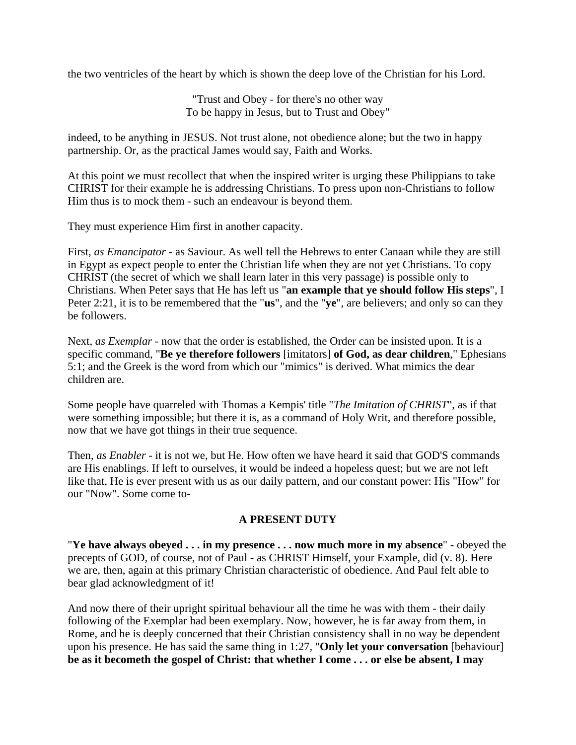the two ventricles of the heart by which is shown the deep love of the Christian for his Lord.

"Trust and Obey - for there's no other way  
To be happy in Jesus, but to Trust and Obey"

indeed, to be anything in JESUS. Not trust alone, not obedience alone; but the two in happy partnership. Or, as the practical James would say, Faith and Works.

At this point we must recollect that when the inspired writer is urging these Philippians to take CHRIST for their example he is addressing Christians. To press upon non-Christians to follow Him thus is to mock them - such an endeavour is beyond them.

They must experience Him first in another capacity.

First, *as Emancipator* - as Saviour. As well tell the Hebrews to enter Canaan while they are still in Egypt as expect people to enter the Christian life when they are not yet Christians. To copy CHRIST (the secret of which we shall learn later in this very passage) is possible only to Christians. When Peter says that He has left us "**an example that ye should follow His steps**", I Peter 2:21, it is to be remembered that the "**us**", and the "**ye**", are believers; and only so can they be followers.

Next, *as Exemplar* - now that the order is established, the Order can be insisted upon. It is a specific command, "**Be ye therefore followers** [imitators] **of God, as dear children**," Ephesians 5:1; and the Greek is the word from which our "mimics" is derived. What mimics the dear children are.

Some people have quarreled with Thomas a Kempis' title "*The Imitation of CHRIST*", as if that were something impossible; but there it is, as a command of Holy Writ, and therefore possible, now that we have got things in their true sequence.

Then, *as Enabler* - it is not we, but He. How often we have heard it said that GOD'S commands are His enablings. If left to ourselves, it would be indeed a hopeless quest; but we are not left like that, He is ever present with us as our daily pattern, and our constant power: His "How" for our "Now". Some come to-

## A PRESENT DUTY

"**Ye have always obeyed . . . in my presence . . . now much more in my absence**" - obeyed the precepts of GOD, of course, not of Paul - as CHRIST Himself, your Example, did (v. 8). Here we are, then, again at this primary Christian characteristic of obedience. And Paul felt able to bear glad acknowledgment of it!

And now there of their upright spiritual behaviour all the time he was with them - their daily following of the Exemplar had been exemplary. Now, however, he is far away from them, in Rome, and he is deeply concerned that their Christian consistency shall in no way be dependent upon his presence. He has said the same thing in 1:27, "**Only let your conversation** [behaviour] **be as it becometh the gospel of Christ: that whether I come . . . or else be absent, I may**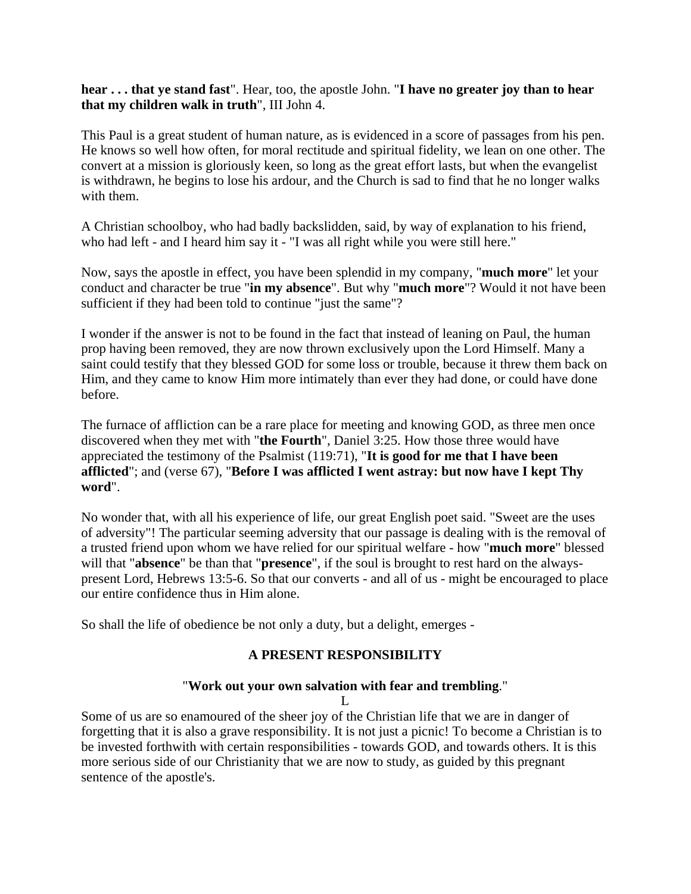**hear . . . that ye stand fast**". Hear, too, the apostle John. "**I have no greater joy than to hear that my children walk in truth**", III John 4.

This Paul is a great student of human nature, as is evidenced in a score of passages from his pen. He knows so well how often, for moral rectitude and spiritual fidelity, we lean on one other. The convert at a mission is gloriously keen, so long as the great effort lasts, but when the evangelist is withdrawn, he begins to lose his ardour, and the Church is sad to find that he no longer walks with them.

A Christian schoolboy, who had badly backslidden, said, by way of explanation to his friend, who had left - and I heard him say it - "I was all right while you were still here."

Now, says the apostle in effect, you have been splendid in my company, "**much more**" let your conduct and character be true "**in my absence**". But why "**much more**"? Would it not have been sufficient if they had been told to continue "just the same"?

I wonder if the answer is not to be found in the fact that instead of leaning on Paul, the human prop having been removed, they are now thrown exclusively upon the Lord Himself. Many a saint could testify that they blessed GOD for some loss or trouble, because it threw them back on Him, and they came to know Him more intimately than ever they had done, or could have done before.

The furnace of affliction can be a rare place for meeting and knowing GOD, as three men once discovered when they met with "**the Fourth**", Daniel 3:25. How those three would have appreciated the testimony of the Psalmist (119:71), "**It is good for me that I have been afflicted**"; and (verse 67), "**Before I was afflicted I went astray: but now have I kept Thy word**".

No wonder that, with all his experience of life, our great English poet said. "Sweet are the uses of adversity"! The particular seeming adversity that our passage is dealing with is the removal of a trusted friend upon whom we have relied for our spiritual welfare - how "**much more**" blessed will that "**absence**" be than that "**presence**", if the soul is brought to rest hard on the always-present Lord, Hebrews 13:5-6. So that our converts - and all of us - might be encouraged to place our entire confidence thus in Him alone.

So shall the life of obedience be not only a duty, but a delight, emerges -

## A PRESENT RESPONSIBILITY

"**Work out your own salvation with fear and trembling**."

L

Some of us are so enamoured of the sheer joy of the Christian life that we are in danger of forgetting that it is also a grave responsibility. It is not just a picnic! To become a Christian is to be invested forthwith with certain responsibilities - towards GOD, and towards others. It is this more serious side of our Christianity that we are now to study, as guided by this pregnant sentence of the apostle's.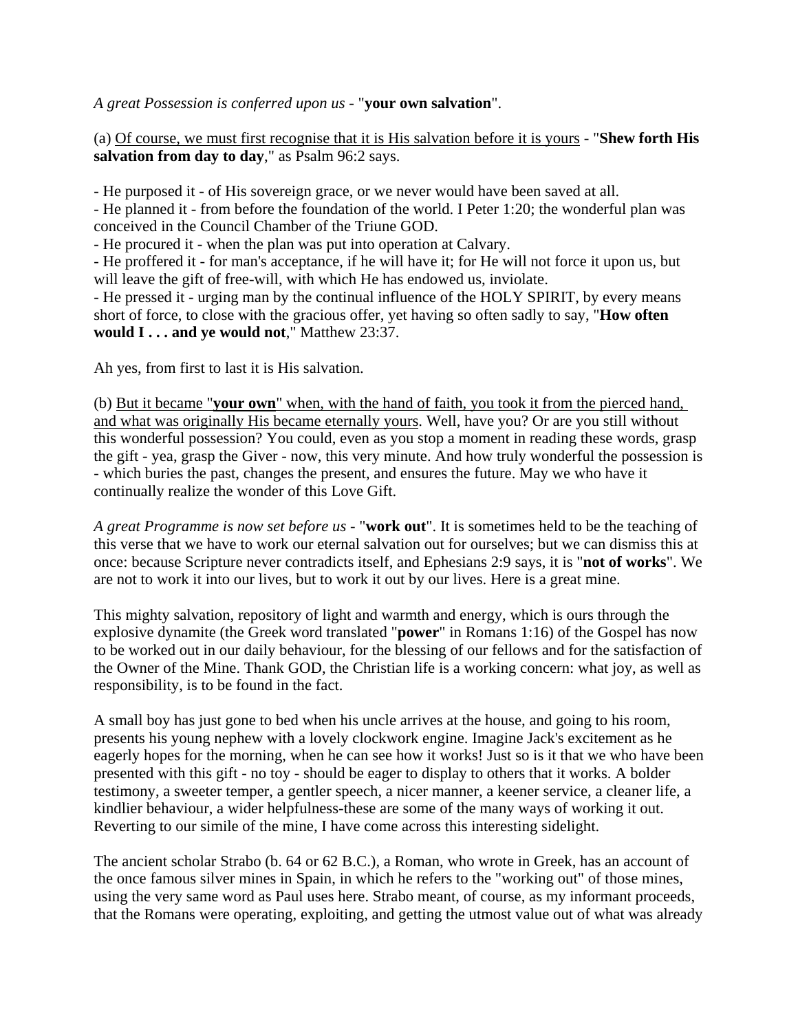*A great Possession is conferred upon us* - "**your own salvation**".

(a) <u>Of course, we must first recognise that it is His salvation before it is yours</u> - "**Shew forth His salvation from day to day**," as Psalm 96:2 says.

- He purposed it - of His sovereign grace, or we never would have been saved at all.
- He planned it - from before the foundation of the world. I Peter 1:20; the wonderful plan was conceived in the Council Chamber of the Triune GOD.
- He procured it - when the plan was put into operation at Calvary.
- He proffered it - for man's acceptance, if he will have it; for He will not force it upon us, but will leave the gift of free-will, with which He has endowed us, inviolate.
- He pressed it - urging man by the continual influence of the HOLY SPIRIT, by every means short of force, to close with the gracious offer, yet having so often sadly to say, "**How often would I . . . and ye would not**," Matthew 23:37.

Ah yes, from first to last it is His salvation.

(b) <u>But it became "**your own**" when, with the hand of faith, you took it from the pierced hand, and what was originally His became eternally yours</u>. Well, have you? Or are you still without this wonderful possession? You could, even as you stop a moment in reading these words, grasp the gift - yea, grasp the Giver - now, this very minute. And how truly wonderful the possession is - which buries the past, changes the present, and ensures the future. May we who have it continually realize the wonder of this Love Gift.

*A great Programme is now set before us* - "**work out**". It is sometimes held to be the teaching of this verse that we have to work our eternal salvation out for ourselves; but we can dismiss this at once: because Scripture never contradicts itself, and Ephesians 2:9 says, it is "**not of works**". We are not to work it into our lives, but to work it out by our lives. Here is a great mine.

This mighty salvation, repository of light and warmth and energy, which is ours through the explosive dynamite (the Greek word translated "**power**" in Romans 1:16) of the Gospel has now to be worked out in our daily behaviour, for the blessing of our fellows and for the satisfaction of the Owner of the Mine. Thank GOD, the Christian life is a working concern: what joy, as well as responsibility, is to be found in the fact.

A small boy has just gone to bed when his uncle arrives at the house, and going to his room, presents his young nephew with a lovely clockwork engine. Imagine Jack's excitement as he eagerly hopes for the morning, when he can see how it works! Just so is it that we who have been presented with this gift - no toy - should be eager to display to others that it works. A bolder testimony, a sweeter temper, a gentler speech, a nicer manner, a keener service, a cleaner life, a kindlier behaviour, a wider helpfulness-these are some of the many ways of working it out. Reverting to our simile of the mine, I have come across this interesting sidelight.

The ancient scholar Strabo (b. 64 or 62 B.C.), a Roman, who wrote in Greek, has an account of the once famous silver mines in Spain, in which he refers to the "working out" of those mines, using the very same word as Paul uses here. Strabo meant, of course, as my informant proceeds, that the Romans were operating, exploiting, and getting the utmost value out of what was already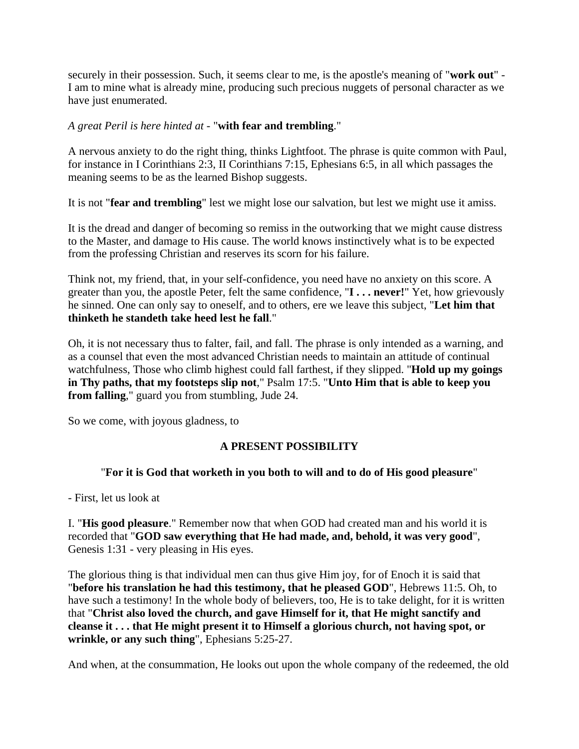securely in their possession. Such, it seems clear to me, is the apostle's meaning of "**work out**" - I am to mine what is already mine, producing such precious nuggets of personal character as we have just enumerated.

*A great Peril is here hinted at* - "**with fear and trembling**."

A nervous anxiety to do the right thing, thinks Lightfoot. The phrase is quite common with Paul, for instance in I Corinthians 2:3, II Corinthians 7:15, Ephesians 6:5, in all which passages the meaning seems to be as the learned Bishop suggests.

It is not "**fear and trembling**" lest we might lose our salvation, but lest we might use it amiss.

It is the dread and danger of becoming so remiss in the outworking that we might cause distress to the Master, and damage to His cause. The world knows instinctively what is to be expected from the professing Christian and reserves its scorn for his failure.

Think not, my friend, that, in your self-confidence, you need have no anxiety on this score. A greater than you, the apostle Peter, felt the same confidence, "**I . . . never!**" Yet, how grievously he sinned. One can only say to oneself, and to others, ere we leave this subject, "**Let him that thinketh he standeth take heed lest he fall**."

Oh, it is not necessary thus to falter, fail, and fall. The phrase is only intended as a warning, and as a counsel that even the most advanced Christian needs to maintain an attitude of continual watchfulness, Those who climb highest could fall farthest, if they slipped. "**Hold up my goings in Thy paths, that my footsteps slip not**," Psalm 17:5. "**Unto Him that is able to keep you from falling**," guard you from stumbling, Jude 24.

So we come, with joyous gladness, to

## A PRESENT POSSIBILITY

"**For it is God that worketh in you both to will and to do of His good pleasure**"

- First, let us look at

I. "**His good pleasure**." Remember now that when GOD had created man and his world it is recorded that "**GOD saw everything that He had made, and, behold, it was very good**", Genesis 1:31 - very pleasing in His eyes.

The glorious thing is that individual men can thus give Him joy, for of Enoch it is said that "**before his translation he had this testimony, that he pleased GOD**", Hebrews 11:5. Oh, to have such a testimony! In the whole body of believers, too, He is to take delight, for it is written that "**Christ also loved the church, and gave Himself for it, that He might sanctify and cleanse it . . . that He might present it to Himself a glorious church, not having spot, or wrinkle, or any such thing**", Ephesians 5:25-27.

And when, at the consummation, He looks out upon the whole company of the redeemed, the old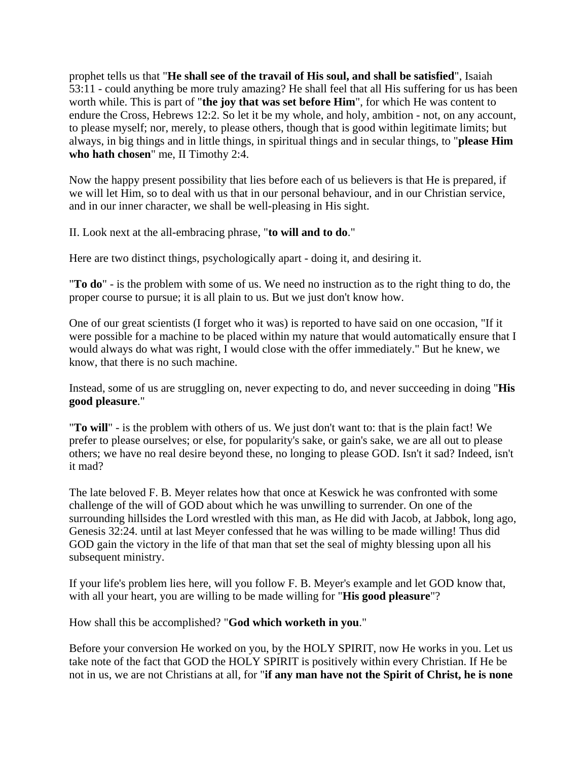prophet tells us that "**He shall see of the travail of His soul, and shall be satisfied**", Isaiah 53:11 - could anything be more truly amazing? He shall feel that all His suffering for us has been worth while. This is part of "**the joy that was set before Him**", for which He was content to endure the Cross, Hebrews 12:2. So let it be my whole, and holy, ambition - not, on any account, to please myself; nor, merely, to please others, though that is good within legitimate limits; but always, in big things and in little things, in spiritual things and in secular things, to "**please Him who hath chosen**" me, II Timothy 2:4.

Now the happy present possibility that lies before each of us believers is that He is prepared, if we will let Him, so to deal with us that in our personal behaviour, and in our Christian service, and in our inner character, we shall be well-pleasing in His sight.

II. Look next at the all-embracing phrase, "**to will and to do**."

Here are two distinct things, psychologically apart - doing it, and desiring it.

"**To do**" - is the problem with some of us. We need no instruction as to the right thing to do, the proper course to pursue; it is all plain to us. But we just don't know how.

One of our great scientists (I forget who it was) is reported to have said on one occasion, "If it were possible for a machine to be placed within my nature that would automatically ensure that I would always do what was right, I would close with the offer immediately." But he knew, we know, that there is no such machine.

Instead, some of us are struggling on, never expecting to do, and never succeeding in doing "**His good pleasure**."

"**To will**" - is the problem with others of us. We just don't want to: that is the plain fact! We prefer to please ourselves; or else, for popularity's sake, or gain's sake, we are all out to please others; we have no real desire beyond these, no longing to please GOD. Isn't it sad? Indeed, isn't it mad?

The late beloved F. B. Meyer relates how that once at Keswick he was confronted with some challenge of the will of GOD about which he was unwilling to surrender. On one of the surrounding hillsides the Lord wrestled with this man, as He did with Jacob, at Jabbok, long ago, Genesis 32:24. until at last Meyer confessed that he was willing to be made willing! Thus did GOD gain the victory in the life of that man that set the seal of mighty blessing upon all his subsequent ministry.

If your life's problem lies here, will you follow F. B. Meyer's example and let GOD know that, with all your heart, you are willing to be made willing for "**His good pleasure**"?

How shall this be accomplished? "**God which worketh in you**."

Before your conversion He worked on you, by the HOLY SPIRIT, now He works in you. Let us take note of the fact that GOD the HOLY SPIRIT is positively within every Christian. If He be not in us, we are not Christians at all, for "**if any man have not the Spirit of Christ, he is none**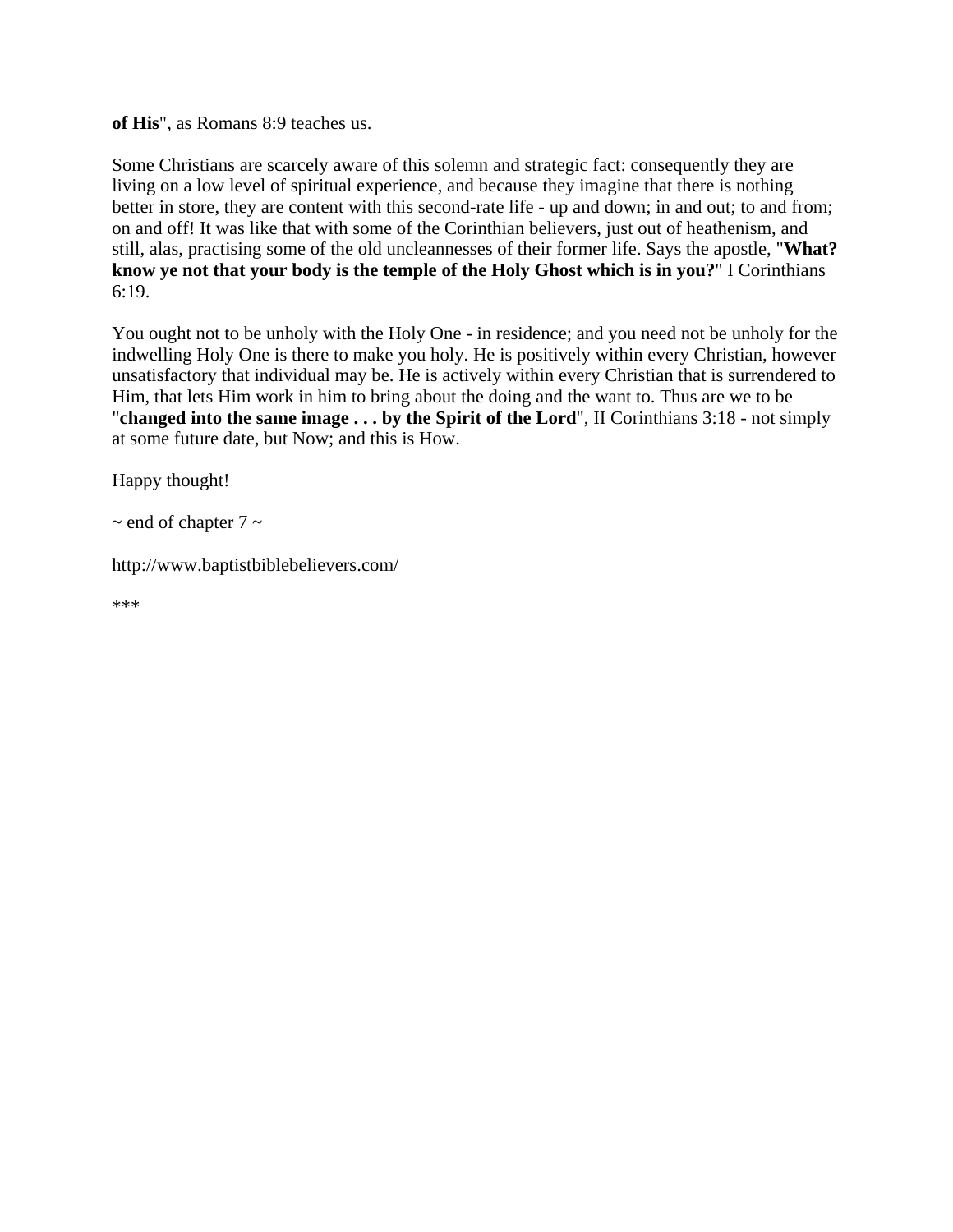**of His**", as Romans 8:9 teaches us.

Some Christians are scarcely aware of this solemn and strategic fact: consequently they are living on a low level of spiritual experience, and because they imagine that there is nothing better in store, they are content with this second-rate life - up and down; in and out; to and from; on and off! It was like that with some of the Corinthian believers, just out of heathenism, and still, alas, practising some of the old uncleannesses of their former life. Says the apostle, "**What? know ye not that your body is the temple of the Holy Ghost which is in you?**" I Corinthians 6:19.

You ought not to be unholy with the Holy One - in residence; and you need not be unholy for the indwelling Holy One is there to make you holy. He is positively within every Christian, however unsatisfactory that individual may be. He is actively within every Christian that is surrendered to Him, that lets Him work in him to bring about the doing and the want to. Thus are we to be "**changed into the same image . . . by the Spirit of the Lord**", II Corinthians 3:18 - not simply at some future date, but Now; and this is How.

Happy thought!

~ end of chapter 7 ~

http://www.baptistbiblebelievers.com/

***